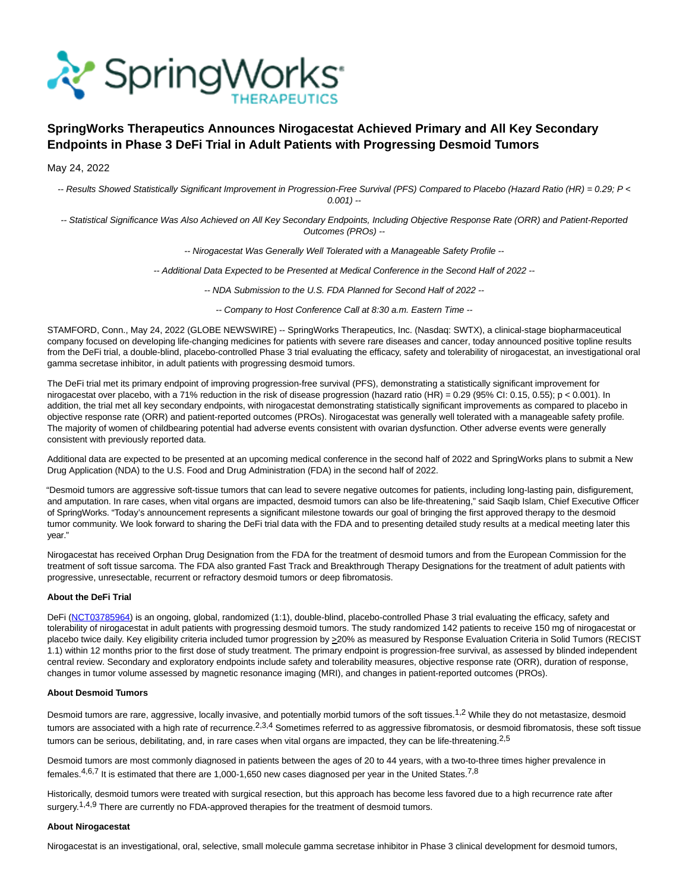# SpringWorks Therapeutics Announces Nirogacestat Achieved Primary and All Key Secondary Endpoints in Phase 3 DeFi Trial in Adult Patients with Progressing Desmoid Tumors

May 24, 2022

*-- Results Showed Statistically Significant Improvement in Progression-Free Survival (PFS) Compared to Placebo (Hazard Ratio (HR) = 0.29; P < 0.001) --*

*-- Statistical Significance Was Also Achieved on All Key Secondary Endpoints, Including Objective Response Rate (ORR) and Patient-Reported Outcomes (PROs) --*

*-- Nirogacestat Was Generally Well Tolerated with a Manageable Safety Profile --*

*-- Additional Data Expected to be Presented at Medical Conference in the Second Half of 2022 --*

*-- NDA Submission to the U.S. FDA Planned for Second Half of 2022 --*

*-- Company to Host Conference Call at 8:30 a.m. Eastern Time --*

STAMFORD, Conn., May 24, 2022 (GLOBE NEWSWIRE) -- SpringWorks Therapeutics, Inc. (Nasdaq: SWTX), a clinical-stage biopharmaceutical company focused on developing life-changing medicines for patients with severe rare diseases and cancer, today announced positive topline results from the DeFi trial, a double-blind, placebo-controlled Phase 3 trial evaluating the efficacy, safety and tolerability of nirogacestat, an investigational oral gamma secretase inhibitor, in adult patients with progressing desmoid tumors.

The DeFi trial met its primary endpoint of improving progression-free survival (PFS), demonstrating a statistically significant improvement for nirogacestat over placebo, with a 71% reduction in the risk of disease progression (hazard ratio (HR) = 0.29 (95% CI: 0.15, 0.55); p < 0.001). In addition, the trial met all key secondary endpoints, with nirogacestat demonstrating statistically significant improvements as compared to placebo in objective response rate (ORR) and patient-reported outcomes (PROs). Nirogacestat was generally well tolerated with a manageable safety profile. The majority of women of childbearing potential had adverse events consistent with ovarian dysfunction. Other adverse events were generally consistent with previously reported data.

Additional data are expected to be presented at an upcoming medical conference in the second half of 2022 and SpringWorks plans to submit a New Drug Application (NDA) to the U.S. Food and Drug Administration (FDA) in the second half of 2022.

"Desmoid tumors are aggressive soft-tissue tumors that can lead to severe negative outcomes for patients, including long-lasting pain, disfigurement, and amputation. In rare cases, when vital organs are impacted, desmoid tumors can also be life-threatening," said Saqib Islam, Chief Executive Officer of SpringWorks. "Today's announcement represents a significant milestone towards our goal of bringing the first approved therapy to the desmoid tumor community. We look forward to sharing the DeFi trial data with the FDA and to presenting detailed study results at a medical meeting later this year."

Nirogacestat has received Orphan Drug Designation from the FDA for the treatment of desmoid tumors and from the European Commission for the treatment of soft tissue sarcoma. The FDA also granted Fast Track and Breakthrough Therapy Designations for the treatment of adult patients with progressive, unresectable, recurrent or refractory desmoid tumors or deep fibromatosis.

**About the DeFi Trial**

DeFi (NCT03785964) is an ongoing, global, randomized (1:1), double-blind, placebo-controlled Phase 3 trial evaluating the efficacy, safety and tolerability of nirogacestat in adult patients with progressing desmoid tumors. The study randomized 142 patients to receive 150 mg of nirogacestat or placebo twice daily. Key eligibility criteria included tumor progression by ≥20% as measured by Response Evaluation Criteria in Solid Tumors (RECIST 1.1) within 12 months prior to the first dose of study treatment. The primary endpoint is progression-free survival, as assessed by blinded independent central review. Secondary and exploratory endpoints include safety and tolerability measures, objective response rate (ORR), duration of response, changes in tumor volume assessed by magnetic resonance imaging (MRI), and changes in patient-reported outcomes (PROs).

**About Desmoid Tumors**

Desmoid tumors are rare, aggressive, locally invasive, and potentially morbid tumors of the soft tissues.[1,2] While they do not metastasize, desmoid tumors are associated with a high rate of recurrence.[2,3,4] Sometimes referred to as aggressive fibromatosis, or desmoid fibromatosis, these soft tissue tumors can be serious, debilitating, and, in rare cases when vital organs are impacted, they can be life-threatening.[2,5]

Desmoid tumors are most commonly diagnosed in patients between the ages of 20 to 44 years, with a two-to-three times higher prevalence in females.[4,6,7] It is estimated that there are 1,000-1,650 new cases diagnosed per year in the United States.[7,8]

Historically, desmoid tumors were treated with surgical resection, but this approach has become less favored due to a high recurrence rate after surgery.[1,4,9] There are currently no FDA-approved therapies for the treatment of desmoid tumors.

**About Nirogacestat**

Nirogacestat is an investigational, oral, selective, small molecule gamma secretase inhibitor in Phase 3 clinical development for desmoid tumors,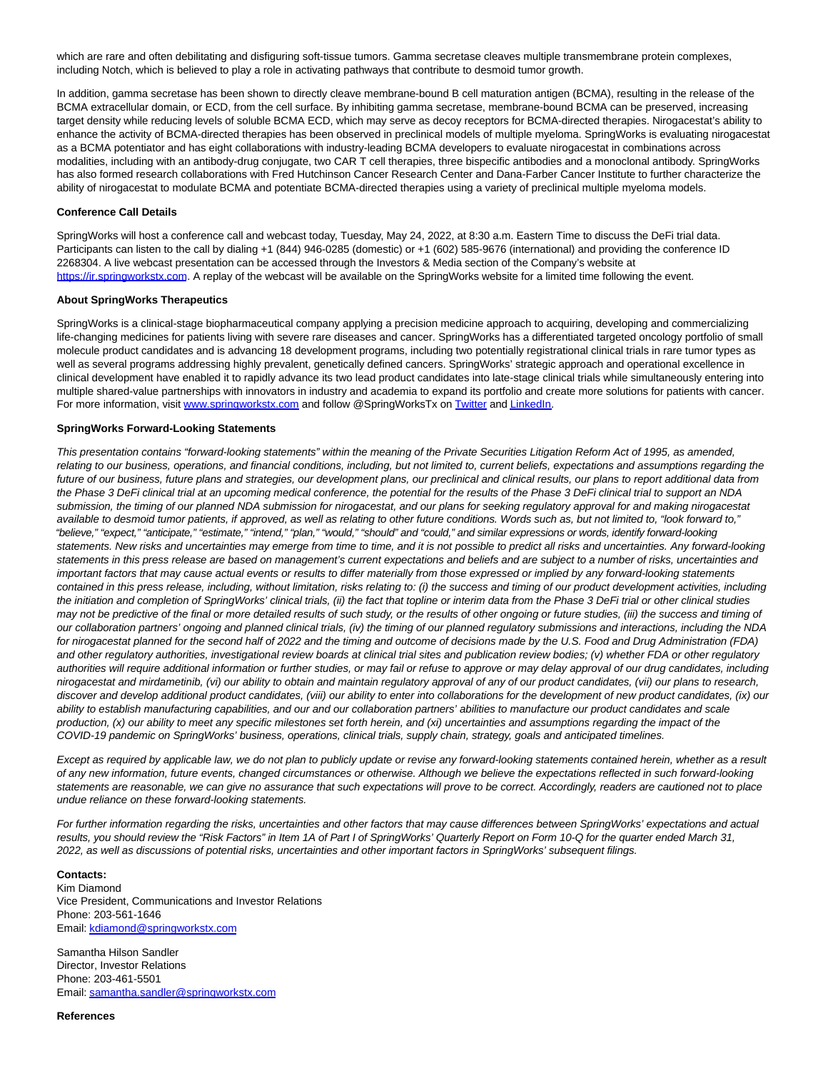which are rare and often debilitating and disfiguring soft-tissue tumors. Gamma secretase cleaves multiple transmembrane protein complexes, including Notch, which is believed to play a role in activating pathways that contribute to desmoid tumor growth.

In addition, gamma secretase has been shown to directly cleave membrane-bound B cell maturation antigen (BCMA), resulting in the release of the BCMA extracellular domain, or ECD, from the cell surface. By inhibiting gamma secretase, membrane-bound BCMA can be preserved, increasing target density while reducing levels of soluble BCMA ECD, which may serve as decoy receptors for BCMA-directed therapies. Nirogacestat's ability to enhance the activity of BCMA-directed therapies has been observed in preclinical models of multiple myeloma. SpringWorks is evaluating nirogacestat as a BCMA potentiator and has eight collaborations with industry-leading BCMA developers to evaluate nirogacestat in combinations across modalities, including with an antibody-drug conjugate, two CAR T cell therapies, three bispecific antibodies and a monoclonal antibody. SpringWorks has also formed research collaborations with Fred Hutchinson Cancer Research Center and Dana-Farber Cancer Institute to further characterize the ability of nirogacestat to modulate BCMA and potentiate BCMA-directed therapies using a variety of preclinical multiple myeloma models.

**Conference Call Details**

SpringWorks will host a conference call and webcast today, Tuesday, May 24, 2022, at 8:30 a.m. Eastern Time to discuss the DeFi trial data. Participants can listen to the call by dialing +1 (844) 946-0285 (domestic) or +1 (602) 585-9676 (international) and providing the conference ID 2268304. A live webcast presentation can be accessed through the Investors & Media section of the Company's website at https://ir.springworkstx.com. A replay of the webcast will be available on the SpringWorks website for a limited time following the event.

**About SpringWorks Therapeutics**

SpringWorks is a clinical-stage biopharmaceutical company applying a precision medicine approach to acquiring, developing and commercializing life-changing medicines for patients living with severe rare diseases and cancer. SpringWorks has a differentiated targeted oncology portfolio of small molecule product candidates and is advancing 18 development programs, including two potentially registrational clinical trials in rare tumor types as well as several programs addressing highly prevalent, genetically defined cancers. SpringWorks' strategic approach and operational excellence in clinical development have enabled it to rapidly advance its two lead product candidates into late-stage clinical trials while simultaneously entering into multiple shared-value partnerships with innovators in industry and academia to expand its portfolio and create more solutions for patients with cancer. For more information, visit www.springworkstx.com and follow @SpringWorksTx on Twitter and LinkedIn.

**SpringWorks Forward-Looking Statements**

*This presentation contains "forward-looking statements" within the meaning of the Private Securities Litigation Reform Act of 1995, as amended, relating to our business, operations, and financial conditions, including, but not limited to, current beliefs, expectations and assumptions regarding the future of our business, future plans and strategies, our development plans, our preclinical and clinical results, our plans to report additional data from the Phase 3 DeFi clinical trial at an upcoming medical conference, the potential for the results of the Phase 3 DeFi clinical trial to support an NDA submission, the timing of our planned NDA submission for nirogacestat, and our plans for seeking regulatory approval for and making nirogacestat available to desmoid tumor patients, if approved, as well as relating to other future conditions. Words such as, but not limited to, "look forward to," "believe," "expect," "anticipate," "estimate," "intend," "plan," "would," "should" and "could," and similar expressions or words, identify forward-looking statements. New risks and uncertainties may emerge from time to time, and it is not possible to predict all risks and uncertainties. Any forward-looking statements in this press release are based on management's current expectations and beliefs and are subject to a number of risks, uncertainties and important factors that may cause actual events or results to differ materially from those expressed or implied by any forward-looking statements contained in this press release, including, without limitation, risks relating to: (i) the success and timing of our product development activities, including the initiation and completion of SpringWorks' clinical trials, (ii) the fact that topline or interim data from the Phase 3 DeFi trial or other clinical studies may not be predictive of the final or more detailed results of such study, or the results of other ongoing or future studies, (iii) the success and timing of our collaboration partners' ongoing and planned clinical trials, (iv) the timing of our planned regulatory submissions and interactions, including the NDA for nirogacestat planned for the second half of 2022 and the timing and outcome of decisions made by the U.S. Food and Drug Administration (FDA) and other regulatory authorities, investigational review boards at clinical trial sites and publication review bodies; (v) whether FDA or other regulatory authorities will require additional information or further studies, or may fail or refuse to approve or may delay approval of our drug candidates, including nirogacestat and mirdametinib, (vi) our ability to obtain and maintain regulatory approval of any of our product candidates, (vii) our plans to research, discover and develop additional product candidates, (viii) our ability to enter into collaborations for the development of new product candidates, (ix) our ability to establish manufacturing capabilities, and our and our collaboration partners' abilities to manufacture our product candidates and scale production, (x) our ability to meet any specific milestones set forth herein, and (xi) uncertainties and assumptions regarding the impact of the COVID-19 pandemic on SpringWorks' business, operations, clinical trials, supply chain, strategy, goals and anticipated timelines.*

*Except as required by applicable law, we do not plan to publicly update or revise any forward-looking statements contained herein, whether as a result of any new information, future events, changed circumstances or otherwise. Although we believe the expectations reflected in such forward-looking statements are reasonable, we can give no assurance that such expectations will prove to be correct. Accordingly, readers are cautioned not to place undue reliance on these forward-looking statements.*

*For further information regarding the risks, uncertainties and other factors that may cause differences between SpringWorks' expectations and actual results, you should review the "Risk Factors" in Item 1A of Part I of SpringWorks' Quarterly Report on Form 10-Q for the quarter ended March 31, 2022, as well as discussions of potential risks, uncertainties and other important factors in SpringWorks' subsequent filings.*

**Contacts:**
Kim Diamond
Vice President, Communications and Investor Relations
Phone: 203-561-1646
Email: kdiamond@springworkstx.com

Samantha Hilson Sandler
Director, Investor Relations
Phone: 203-461-5501
Email: samantha.sandler@springworkstx.com

**References**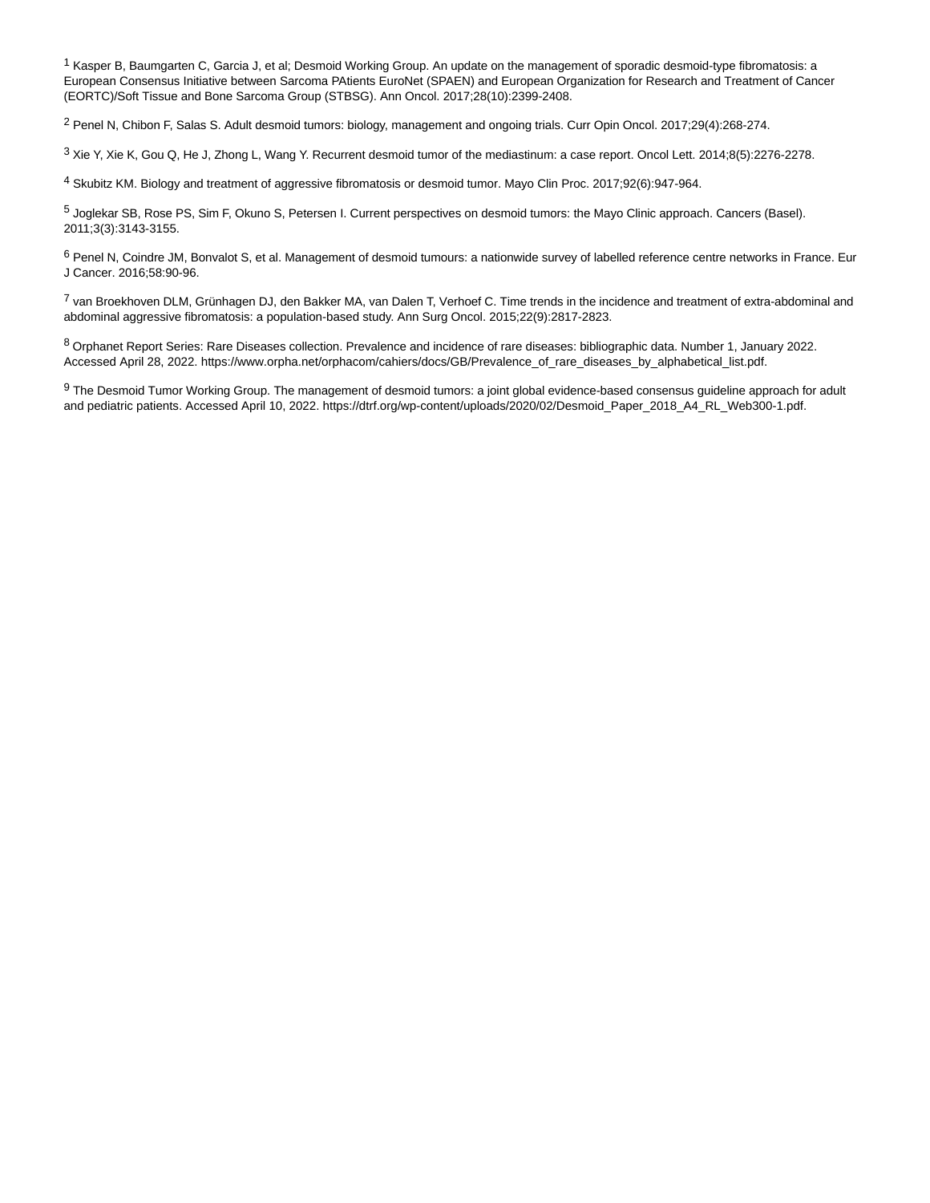[1] Kasper B, Baumgarten C, Garcia J, et al; Desmoid Working Group. An update on the management of sporadic desmoid-type fibromatosis: a European Consensus Initiative between Sarcoma PAtients EuroNet (SPAEN) and European Organization for Research and Treatment of Cancer (EORTC)/Soft Tissue and Bone Sarcoma Group (STBSG). Ann Oncol. 2017;28(10):2399-2408.

[2] Penel N, Chibon F, Salas S. Adult desmoid tumors: biology, management and ongoing trials. Curr Opin Oncol. 2017;29(4):268-274.

[3] Xie Y, Xie K, Gou Q, He J, Zhong L, Wang Y. Recurrent desmoid tumor of the mediastinum: a case report. Oncol Lett. 2014;8(5):2276-2278.

[4] Skubitz KM. Biology and treatment of aggressive fibromatosis or desmoid tumor. Mayo Clin Proc. 2017;92(6):947-964.

[5] Joglekar SB, Rose PS, Sim F, Okuno S, Petersen I. Current perspectives on desmoid tumors: the Mayo Clinic approach. Cancers (Basel). 2011;3(3):3143-3155.

[6] Penel N, Coindre JM, Bonvalot S, et al. Management of desmoid tumours: a nationwide survey of labelled reference centre networks in France. Eur J Cancer. 2016;58:90-96.

[7] van Broekhoven DLM, Grünhagen DJ, den Bakker MA, van Dalen T, Verhoef C. Time trends in the incidence and treatment of extra-abdominal and abdominal aggressive fibromatosis: a population-based study. Ann Surg Oncol. 2015;22(9):2817-2823.

[8] Orphanet Report Series: Rare Diseases collection. Prevalence and incidence of rare diseases: bibliographic data. Number 1, January 2022. Accessed April 28, 2022. https://www.orpha.net/orphacom/cahiers/docs/GB/Prevalence_of_rare_diseases_by_alphabetical_list.pdf.

[9] The Desmoid Tumor Working Group. The management of desmoid tumors: a joint global evidence-based consensus guideline approach for adult and pediatric patients. Accessed April 10, 2022. https://dtrf.org/wp-content/uploads/2020/02/Desmoid_Paper_2018_A4_RL_Web300-1.pdf.